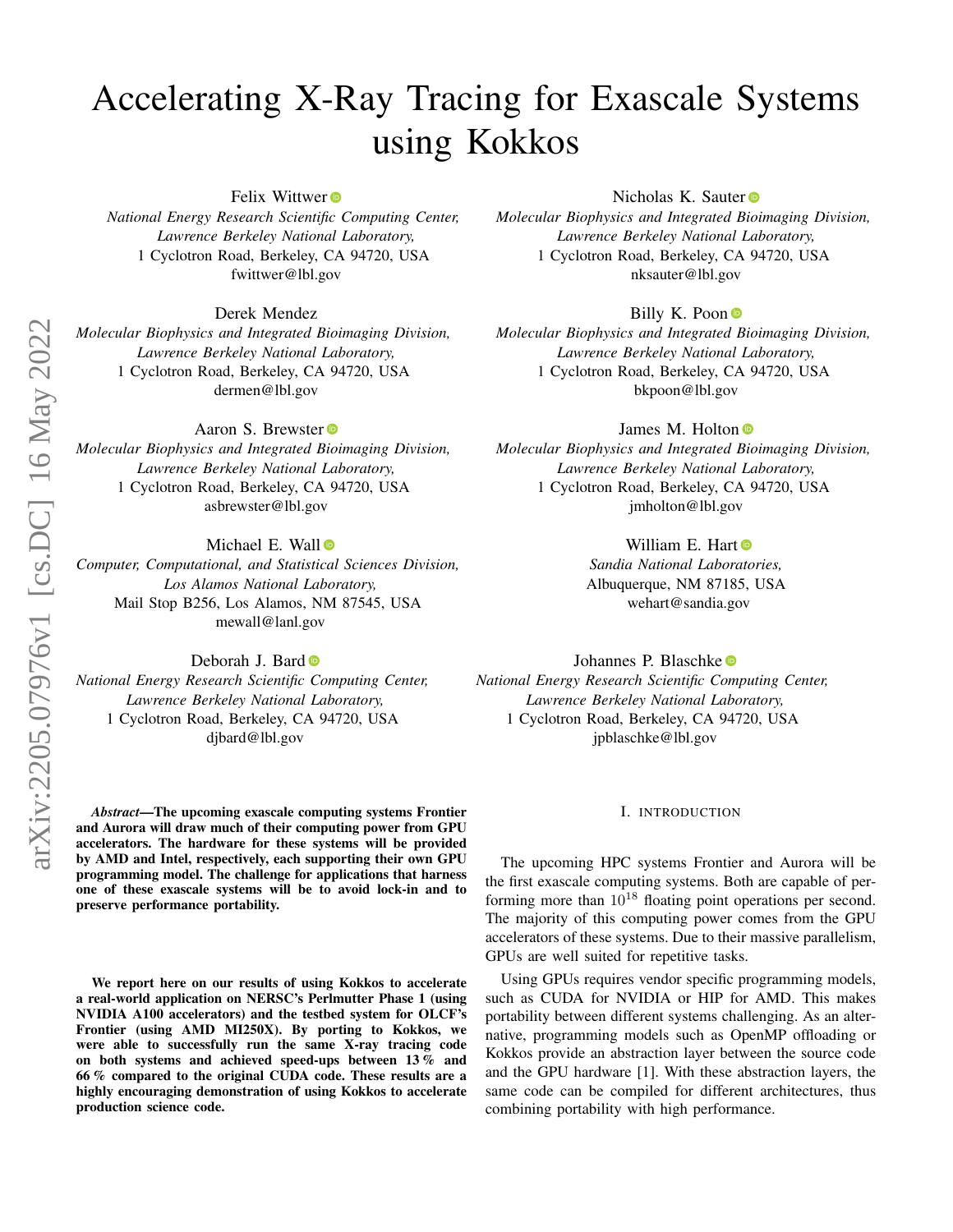# Accelerating X-Ray Tracing for Exascale Systems using Kokkos

Felix Wittwer
*National Energy Research Scientific Computing Center,*
*Lawrence Berkeley National Laboratory,*
1 Cyclotron Road, Berkeley, CA 94720, USA
fwittwer@lbl.gov

Nicholas K. Sauter
*Molecular Biophysics and Integrated Bioimaging Division,*
*Lawrence Berkeley National Laboratory,*
1 Cyclotron Road, Berkeley, CA 94720, USA
nksauter@lbl.gov

Derek Mendez
*Molecular Biophysics and Integrated Bioimaging Division,*
*Lawrence Berkeley National Laboratory,*
1 Cyclotron Road, Berkeley, CA 94720, USA
dermen@lbl.gov

Billy K. Poon
*Molecular Biophysics and Integrated Bioimaging Division,*
*Lawrence Berkeley National Laboratory,*
1 Cyclotron Road, Berkeley, CA 94720, USA
bkpoon@lbl.gov

Aaron S. Brewster
*Molecular Biophysics and Integrated Bioimaging Division,*
*Lawrence Berkeley National Laboratory,*
1 Cyclotron Road, Berkeley, CA 94720, USA
asbrewster@lbl.gov

James M. Holton
*Molecular Biophysics and Integrated Bioimaging Division,*
*Lawrence Berkeley National Laboratory,*
1 Cyclotron Road, Berkeley, CA 94720, USA
jmholton@lbl.gov

Michael E. Wall
*Computer, Computational, and Statistical Sciences Division,*
*Los Alamos National Laboratory,*
Mail Stop B256, Los Alamos, NM 87545, USA
mewall@lanl.gov

William E. Hart
*Sandia National Laboratories,*
Albuquerque, NM 87185, USA
wehart@sandia.gov

Deborah J. Bard
*National Energy Research Scientific Computing Center,*
*Lawrence Berkeley National Laboratory,*
1 Cyclotron Road, Berkeley, CA 94720, USA
djbard@lbl.gov

Johannes P. Blaschke
*National Energy Research Scientific Computing Center,*
*Lawrence Berkeley National Laboratory,*
1 Cyclotron Road, Berkeley, CA 94720, USA
jpblaschke@lbl.gov

***Abstract*—The upcoming exascale computing systems Frontier and Aurora will draw much of their computing power from GPU accelerators. The hardware for these systems will be provided by AMD and Intel, respectively, each supporting their own GPU programming model. The challenge for applications that harness one of these exascale systems will be to avoid lock-in and to preserve performance portability.**

**We report here on our results of using Kokkos to accelerate a real-world application on NERSC's Perlmutter Phase 1 (using NVIDIA A100 accelerators) and the testbed system for OLCF's Frontier (using AMD MI250X). By porting to Kokkos, we were able to successfully run the same X-ray tracing code on both systems and achieved speed-ups between 13 % and 66 % compared to the original CUDA code. These results are a highly encouraging demonstration of using Kokkos to accelerate production science code.**

## I. Introduction

The upcoming HPC systems Frontier and Aurora will be the first exascale computing systems. Both are capable of performing more than $10^{18}$ floating point operations per second. The majority of this computing power comes from the GPU accelerators of these systems. Due to their massive parallelism, GPUs are well suited for repetitive tasks.

Using GPUs requires vendor specific programming models, such as CUDA for NVIDIA or HIP for AMD. This makes portability between different systems challenging. As an alternative, programming models such as OpenMP offloading or Kokkos provide an abstraction layer between the source code and the GPU hardware [1]. With these abstraction layers, the same code can be compiled for different architectures, thus combining portability with high performance.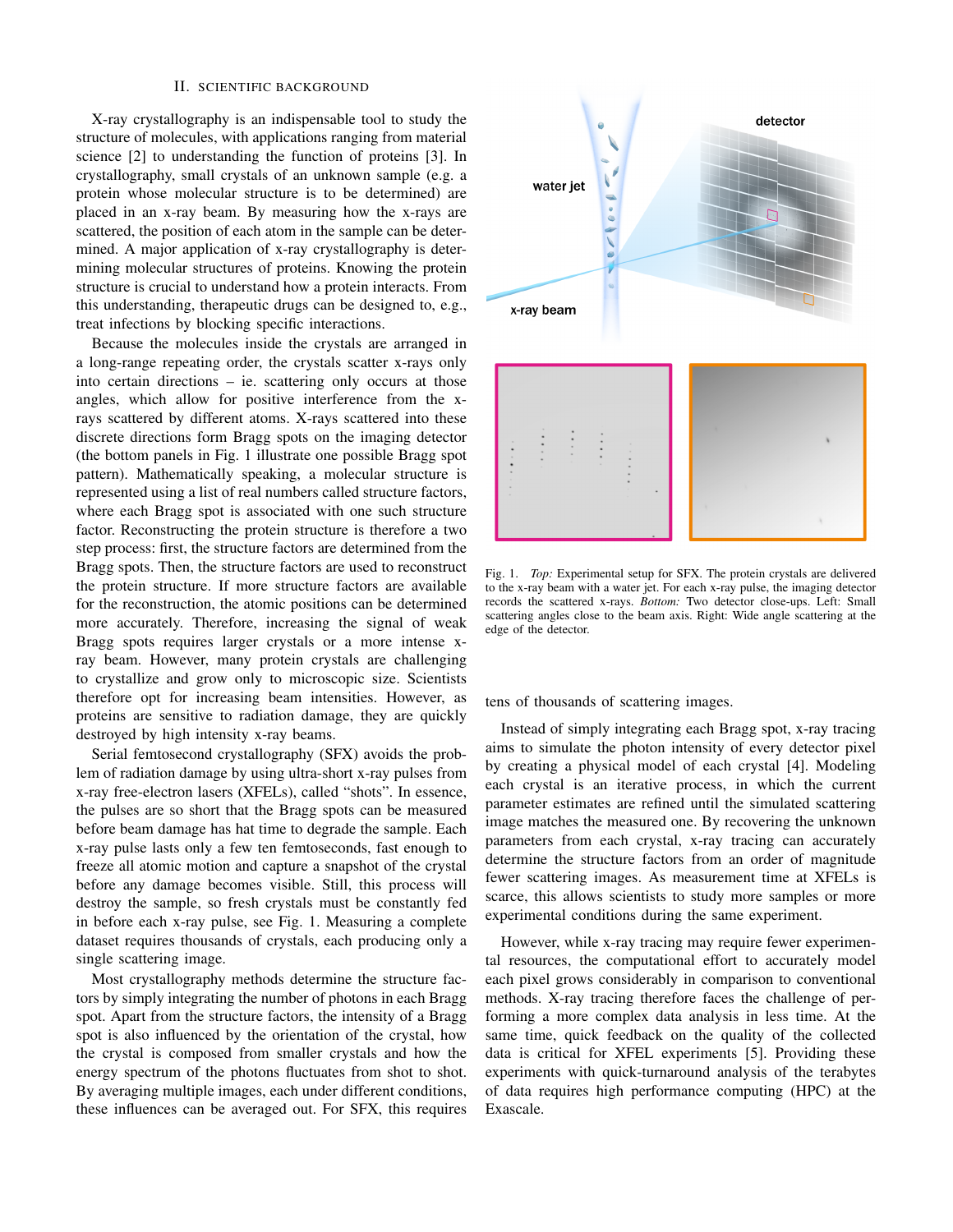## II. Scientific Background

X-ray crystallography is an indispensable tool to study the structure of molecules, with applications ranging from material science [2] to understanding the function of proteins [3]. In crystallography, small crystals of an unknown sample (e.g. a protein whose molecular structure is to be determined) are placed in an x-ray beam. By measuring how the x-rays are scattered, the position of each atom in the sample can be determined. A major application of x-ray crystallography is determining molecular structures of proteins. Knowing the protein structure is crucial to understand how a protein interacts. From this understanding, therapeutic drugs can be designed to, e.g., treat infections by blocking specific interactions.

Because the molecules inside the crystals are arranged in a long-range repeating order, the crystals scatter x-rays only into certain directions – ie. scattering only occurs at those angles, which allow for positive interference from the x-rays scattered by different atoms. X-rays scattered into these discrete directions form Bragg spots on the imaging detector (the bottom panels in Fig. 1 illustrate one possible Bragg spot pattern). Mathematically speaking, a molecular structure is represented using a list of real numbers called structure factors, where each Bragg spot is associated with one such structure factor. Reconstructing the protein structure is therefore a two step process: first, the structure factors are determined from the Bragg spots. Then, the structure factors are used to reconstruct the protein structure. If more structure factors are available for the reconstruction, the atomic positions can be determined more accurately. Therefore, increasing the signal of weak Bragg spots requires larger crystals or a more intense x-ray beam. However, many protein crystals are challenging to crystallize and grow only to microscopic size. Scientists therefore opt for increasing beam intensities. However, as proteins are sensitive to radiation damage, they are quickly destroyed by high intensity x-ray beams.

Serial femtosecond crystallography (SFX) avoids the problem of radiation damage by using ultra-short x-ray pulses from x-ray free-electron lasers (XFELs), called "shots". In essence, the pulses are so short that the Bragg spots can be measured before beam damage has hat time to degrade the sample. Each x-ray pulse lasts only a few ten femtoseconds, fast enough to freeze all atomic motion and capture a snapshot of the crystal before any damage becomes visible. Still, this process will destroy the sample, so fresh crystals must be constantly fed in before each x-ray pulse, see Fig. 1. Measuring a complete dataset requires thousands of crystals, each producing only a single scattering image.

Most crystallography methods determine the structure factors by simply integrating the number of photons in each Bragg spot. Apart from the structure factors, the intensity of a Bragg spot is also influenced by the orientation of the crystal, how the crystal is composed from smaller crystals and how the energy spectrum of the photons fluctuates from shot to shot. By averaging multiple images, each under different conditions, these influences can be averaged out. For SFX, this requires tens of thousands of scattering images.

Fig. 1. *Top:* Experimental setup for SFX. The protein crystals are delivered to the x-ray beam with a water jet. For each x-ray pulse, the imaging detector records the scattered x-rays. *Bottom:* Two detector close-ups. Left: Small scattering angles close to the beam axis. Right: Wide angle scattering at the edge of the detector.

Instead of simply integrating each Bragg spot, x-ray tracing aims to simulate the photon intensity of every detector pixel by creating a physical model of each crystal [4]. Modeling each crystal is an iterative process, in which the current parameter estimates are refined until the simulated scattering image matches the measured one. By recovering the unknown parameters from each crystal, x-ray tracing can accurately determine the structure factors from an order of magnitude fewer scattering images. As measurement time at XFELs is scarce, this allows scientists to study more samples or more experimental conditions during the same experiment.

However, while x-ray tracing may require fewer experimental resources, the computational effort to accurately model each pixel grows considerably in comparison to conventional methods. X-ray tracing therefore faces the challenge of performing a more complex data analysis in less time. At the same time, quick feedback on the quality of the collected data is critical for XFEL experiments [5]. Providing these experiments with quick-turnaround analysis of the terabytes of data requires high performance computing (HPC) at the Exascale.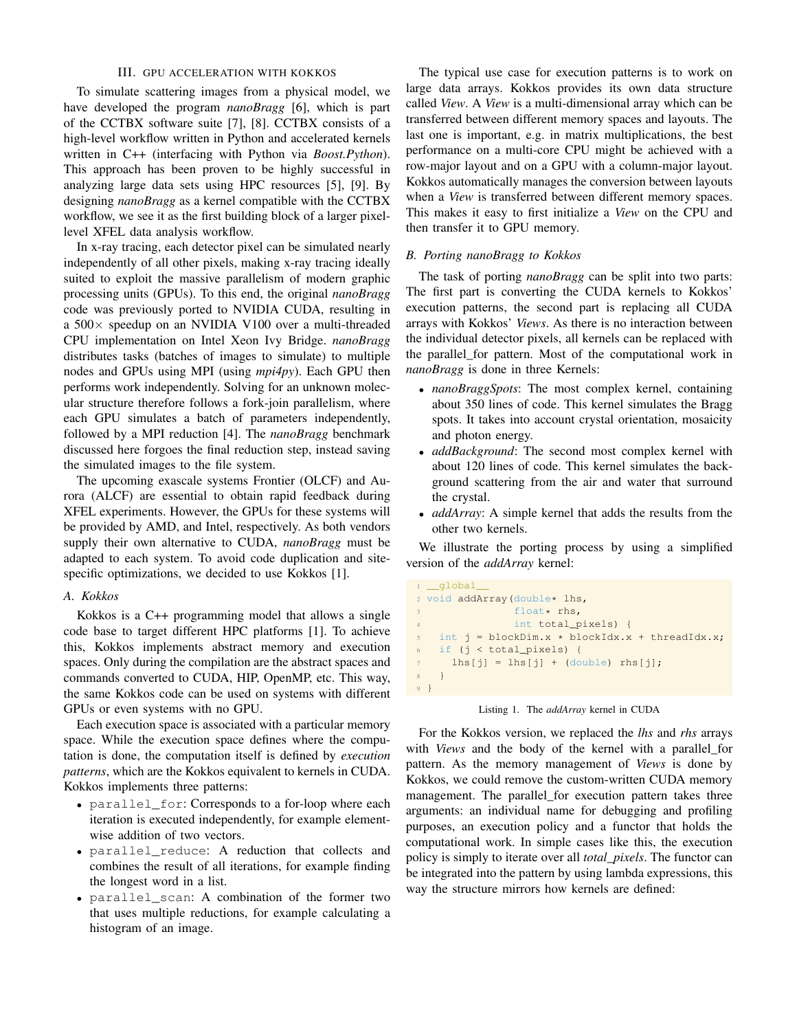## III. GPU ACCELERATION WITH KOKKOS

To simulate scattering images from a physical model, we have developed the program *nanoBragg* [6], which is part of the CCTBX software suite [7], [8]. CCTBX consists of a high-level workflow written in Python and accelerated kernels written in C++ (interfacing with Python via *Boost.Python*). This approach has been proven to be highly successful in analyzing large data sets using HPC resources [5], [9]. By designing *nanoBragg* as a kernel compatible with the CCTBX workflow, we see it as the first building block of a larger pixel-level XFEL data analysis workflow.

In x-ray tracing, each detector pixel can be simulated nearly independently of all other pixels, making x-ray tracing ideally suited to exploit the massive parallelism of modern graphic processing units (GPUs). To this end, the original *nanoBragg* code was previously ported to NVIDIA CUDA, resulting in a 500× speedup on an NVIDIA V100 over a multi-threaded CPU implementation on Intel Xeon Ivy Bridge. *nanoBragg* distributes tasks (batches of images to simulate) to multiple nodes and GPUs using MPI (using *mpi4py*). Each GPU then performs work independently. Solving for an unknown molecular structure therefore follows a fork-join parallelism, where each GPU simulates a batch of parameters independently, followed by a MPI reduction [4]. The *nanoBragg* benchmark discussed here forgoes the final reduction step, instead saving the simulated images to the file system.

The upcoming exascale systems Frontier (OLCF) and Aurora (ALCF) are essential to obtain rapid feedback during XFEL experiments. However, the GPUs for these systems will be provided by AMD, and Intel, respectively. As both vendors supply their own alternative to CUDA, *nanoBragg* must be adapted to each system. To avoid code duplication and site-specific optimizations, we decided to use Kokkos [1].

### A. Kokkos

Kokkos is a C++ programming model that allows a single code base to target different HPC platforms [1]. To achieve this, Kokkos implements abstract memory and execution spaces. Only during the compilation are the abstract spaces and commands converted to CUDA, HIP, OpenMP, etc. This way, the same Kokkos code can be used on systems with different GPUs or even systems with no GPU.

Each execution space is associated with a particular memory space. While the execution space defines where the computation is done, the computation itself is defined by *execution patterns*, which are the Kokkos equivalent to kernels in CUDA. Kokkos implements three patterns:

- `parallel_for`: Corresponds to a for-loop where each iteration is executed independently, for example element-wise addition of two vectors.
- `parallel_reduce`: A reduction that collects and combines the result of all iterations, for example finding the longest word in a list.
- `parallel_scan`: A combination of the former two that uses multiple reductions, for example calculating a histogram of an image.

The typical use case for execution patterns is to work on large data arrays. Kokkos provides its own data structure called *View*. A *View* is a multi-dimensional array which can be transferred between different memory spaces and layouts. The last one is important, e.g. in matrix multiplications, the best performance on a multi-core CPU might be achieved with a row-major layout and on a GPU with a column-major layout. Kokkos automatically manages the conversion between layouts when a *View* is transferred between different memory spaces. This makes it easy to first initialize a *View* on the CPU and then transfer it to GPU memory.

### B. Porting nanoBragg to Kokkos

The task of porting *nanoBragg* can be split into two parts: The first part is converting the CUDA kernels to Kokkos' execution patterns, the second part is replacing all CUDA arrays with Kokkos' *Views*. As there is no interaction between the individual detector pixels, all kernels can be replaced with the parallel_for pattern. Most of the computational work in *nanoBragg* is done in three Kernels:

- *nanoBraggSpots*: The most complex kernel, containing about 350 lines of code. This kernel simulates the Bragg spots. It takes into account crystal orientation, mosaicity and photon energy.
- *addBackground*: The second most complex kernel with about 120 lines of code. This kernel simulates the background scattering from the air and water that surround the crystal.
- *addArray*: A simple kernel that adds the results from the other two kernels.

We illustrate the porting process by using a simplified version of the *addArray* kernel:

```
__global__
void addArray(double* lhs,
              float* rhs,
              int total_pixels) {
  int j = blockDim.x * blockIdx.x + threadIdx.x;
  if (j < total_pixels) {
    lhs[j] = lhs[j] + (double) rhs[j];
  }
}
```

Listing 1. The *addArray* kernel in CUDA

For the Kokkos version, we replaced the *lhs* and *rhs* arrays with *Views* and the body of the kernel with a parallel_for pattern. As the memory management of *Views* is done by Kokkos, we could remove the custom-written CUDA memory management. The parallel_for execution pattern takes three arguments: an individual name for debugging and profiling purposes, an execution policy and a functor that holds the computational work. In simple cases like this, the execution policy is simply to iterate over all *total_pixels*. The functor can be integrated into the pattern by using lambda expressions, this way the structure mirrors how kernels are defined: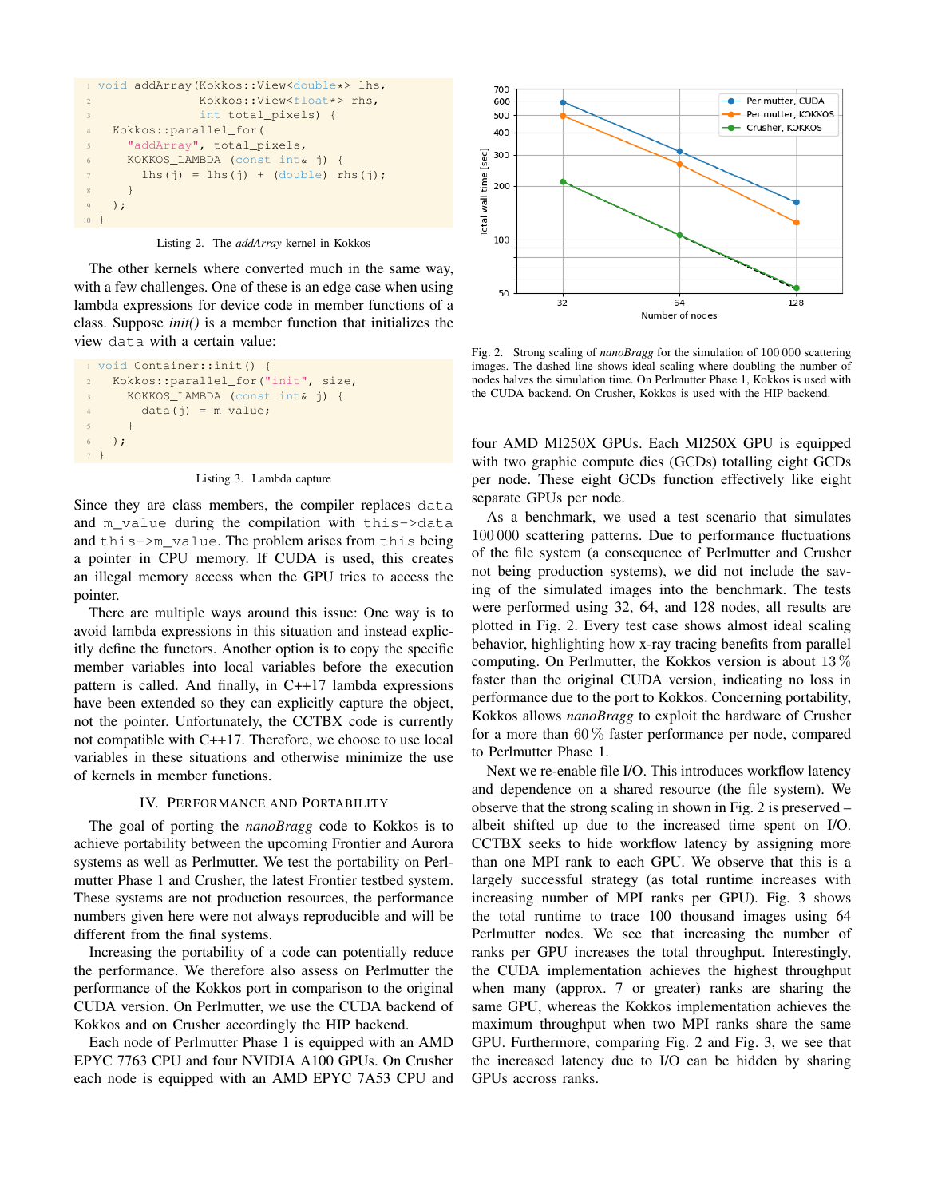```
void addArray(Kokkos::View<double*> lhs,
              Kokkos::View<float*> rhs,
              int total_pixels) {
  Kokkos::parallel_for(
    "addArray", total_pixels,
    KOKKOS_LAMBDA (const int& j) {
      lhs(j) = lhs(j) + (double) rhs(j);
    }
  );
}
```

Listing 2. The *addArray* kernel in Kokkos

The other kernels where converted much in the same way, with a few challenges. One of these is an edge case when using lambda expressions for device code in member functions of a class. Suppose *init()* is a member function that initializes the view `data` with a certain value:

```
void Container::init() {
  Kokkos::parallel_for("init", size,
    KOKKOS_LAMBDA (const int& j) {
      data(j) = m_value;
    }
  );
}
```

Listing 3. Lambda capture

Since they are class members, the compiler replaces `data` and `m_value` during the compilation with `this->data` and `this->m_value`. The problem arises from `this` being a pointer in CPU memory. If CUDA is used, this creates an illegal memory access when the GPU tries to access the pointer.

There are multiple ways around this issue: One way is to avoid lambda expressions in this situation and instead explicitly define the functors. Another option is to copy the specific member variables into local variables before the execution pattern is called. And finally, in C++17 lambda expressions have been extended so they can explicitly capture the object, not the pointer. Unfortunately, the CCTBX code is currently not compatible with C++17. Therefore, we choose to use local variables in these situations and otherwise minimize the use of kernels in member functions.

## IV. Performance and Portability

The goal of porting the *nanoBragg* code to Kokkos is to achieve portability between the upcoming Frontier and Aurora systems as well as Perlmutter. We test the portability on Perlmutter Phase 1 and Crusher, the latest Frontier testbed system. These systems are not production resources, the performance numbers given here were not always reproducible and will be different from the final systems.

Increasing the portability of a code can potentially reduce the performance. We therefore also assess on Perlmutter the performance of the Kokkos port in comparison to the original CUDA version. On Perlmutter, we use the CUDA backend of Kokkos and on Crusher accordingly the HIP backend.

Each node of Perlmutter Phase 1 is equipped with an AMD EPYC 7763 CPU and four NVIDIA A100 GPUs. On Crusher each node is equipped with an AMD EPYC 7A53 CPU and four AMD MI250X GPUs. Each MI250X GPU is equipped with two graphic compute dies (GCDs) totalling eight GCDs per node. These eight GCDs function effectively like eight separate GPUs per node.

Fig. 2. Strong scaling of *nanoBragg* for the simulation of 100 000 scattering images. The dashed line shows ideal scaling where doubling the number of nodes halves the simulation time. On Perlmutter Phase 1, Kokkos is used with the CUDA backend. On Crusher, Kokkos is used with the HIP backend.

As a benchmark, we used a test scenario that simulates 100 000 scattering patterns. Due to performance fluctuations of the file system (a consequence of Perlmutter and Crusher not being production systems), we did not include the saving of the simulated images into the benchmark. The tests were performed using 32, 64, and 128 nodes, all results are plotted in Fig. 2. Every test case shows almost ideal scaling behavior, highlighting how x-ray tracing benefits from parallel computing. On Perlmutter, the Kokkos version is about 13 % faster than the original CUDA version, indicating no loss in performance due to the port to Kokkos. Concerning portability, Kokkos allows *nanoBragg* to exploit the hardware of Crusher for a more than 60 % faster performance per node, compared to Perlmutter Phase 1.

Next we re-enable file I/O. This introduces workflow latency and dependence on a shared resource (the file system). We observe that the strong scaling in shown in Fig. 2 is preserved – albeit shifted up due to the increased time spent on I/O. CCTBX seeks to hide workflow latency by assigning more than one MPI rank to each GPU. We observe that this is a largely successful strategy (as total runtime increases with increasing number of MPI ranks per GPU). Fig. 3 shows the total runtime to trace 100 thousand images using 64 Perlmutter nodes. We see that increasing the number of ranks per GPU increases the total throughput. Interestingly, the CUDA implementation achieves the highest throughput when many (approx. 7 or greater) ranks are sharing the same GPU, whereas the Kokkos implementation achieves the maximum throughput when two MPI ranks share the same GPU. Furthermore, comparing Fig. 2 and Fig. 3, we see that the increased latency due to I/O can be hidden by sharing GPUs accross ranks.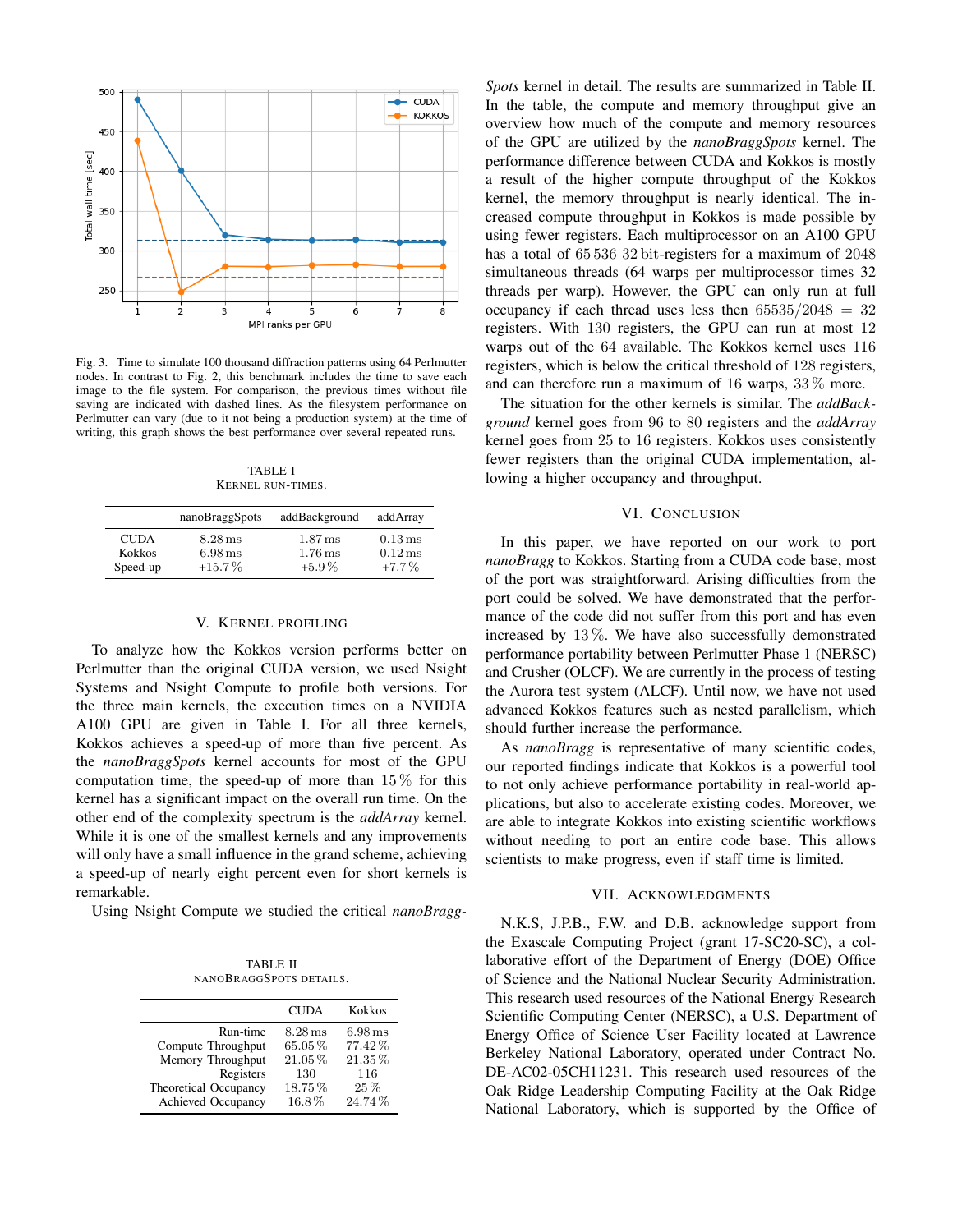Fig. 3. Time to simulate 100 thousand diffraction patterns using 64 Perlmutter nodes. In contrast to Fig. 2, this benchmark includes the time to save each image to the file system. For comparison, the previous times without file saving are indicated with dashed lines. As the filesystem performance on Perlmutter can vary (due to it not being a production system) at the time of writing, this graph shows the best performance over several repeated runs.

TABLE I
KERNEL RUN-TIMES.

| | nanoBraggSpots | addBackground | addArray |
|---|---|---|---|
| CUDA | 8.28 ms | 1.87 ms | 0.13 ms |
| Kokkos | 6.98 ms | 1.76 ms | 0.12 ms |
| Speed-up | +15.7 % | +5.9 % | +7.7 % |

## V. Kernel Profiling

To analyze how the Kokkos version performs better on Perlmutter than the original CUDA version, we used Nsight Systems and Nsight Compute to profile both versions. For the three main kernels, the execution times on a NVIDIA A100 GPU are given in Table I. For all three kernels, Kokkos achieves a speed-up of more than five percent. As the *nanoBraggSpots* kernel accounts for most of the GPU computation time, the speed-up of more than 15 % for this kernel has a significant impact on the overall run time. On the other end of the complexity spectrum is the *addArray* kernel. While it is one of the smallest kernels and any improvements will only have a small influence in the grand scheme, achieving a speed-up of nearly eight percent even for short kernels is remarkable.

Using Nsight Compute we studied the critical *nanoBraggSpots* kernel in detail. The results are summarized in Table II. In the table, the compute and memory throughput give an overview how much of the compute and memory resources of the GPU are utilized by the *nanoBraggSpots* kernel. The performance difference between CUDA and Kokkos is mostly a result of the higher compute throughput of the Kokkos kernel, the memory throughput is nearly identical. The increased compute throughput in Kokkos is made possible by using fewer registers. Each multiprocessor on an A100 GPU has a total of 65 536 32 bit-registers for a maximum of 2048 simultaneous threads (64 warps per multiprocessor times 32 threads per warp). However, the GPU can only run at full occupancy if each thread uses less then $65535/2048 = 32$ registers. With 130 registers, the GPU can run at most 12 warps out of the 64 available. The Kokkos kernel uses 116 registers, which is below the critical threshold of 128 registers, and can therefore run a maximum of 16 warps, 33 % more.

TABLE II
NANOBRAGGSPOTS DETAILS.

| | CUDA | Kokkos |
|---|---|---|
| Run-time | 8.28 ms | 6.98 ms |
| Compute Throughput | 65.05 % | 77.42 % |
| Memory Throughput | 21.05 % | 21.35 % |
| Registers | 130 | 116 |
| Theoretical Occupancy | 18.75 % | 25 % |
| Achieved Occupancy | 16.8 % | 24.74 % |

The situation for the other kernels is similar. The *addBackground* kernel goes from 96 to 80 registers and the *addArray* kernel goes from 25 to 16 registers. Kokkos uses consistently fewer registers than the original CUDA implementation, allowing a higher occupancy and throughput.

## VI. Conclusion

In this paper, we have reported on our work to port *nanoBragg* to Kokkos. Starting from a CUDA code base, most of the port was straightforward. Arising difficulties from the port could be solved. We have demonstrated that the performance of the code did not suffer from this port and has even increased by 13 %. We have also successfully demonstrated performance portability between Perlmutter Phase 1 (NERSC) and Crusher (OLCF). We are currently in the process of testing the Aurora test system (ALCF). Until now, we have not used advanced Kokkos features such as nested parallelism, which should further increase the performance.

As *nanoBragg* is representative of many scientific codes, our reported findings indicate that Kokkos is a powerful tool to not only achieve performance portability in real-world applications, but also to accelerate existing codes. Moreover, we are able to integrate Kokkos into existing scientific workflows without needing to port an entire code base. This allows scientists to make progress, even if staff time is limited.

## VII. Acknowledgments

N.K.S, J.P.B., F.W. and D.B. acknowledge support from the Exascale Computing Project (grant 17-SC20-SC), a collaborative effort of the Department of Energy (DOE) Office of Science and the National Nuclear Security Administration. This research used resources of the National Energy Research Scientific Computing Center (NERSC), a U.S. Department of Energy Office of Science User Facility located at Lawrence Berkeley National Laboratory, operated under Contract No. DE-AC02-05CH11231. This research used resources of the Oak Ridge Leadership Computing Facility at the Oak Ridge National Laboratory, which is supported by the Office of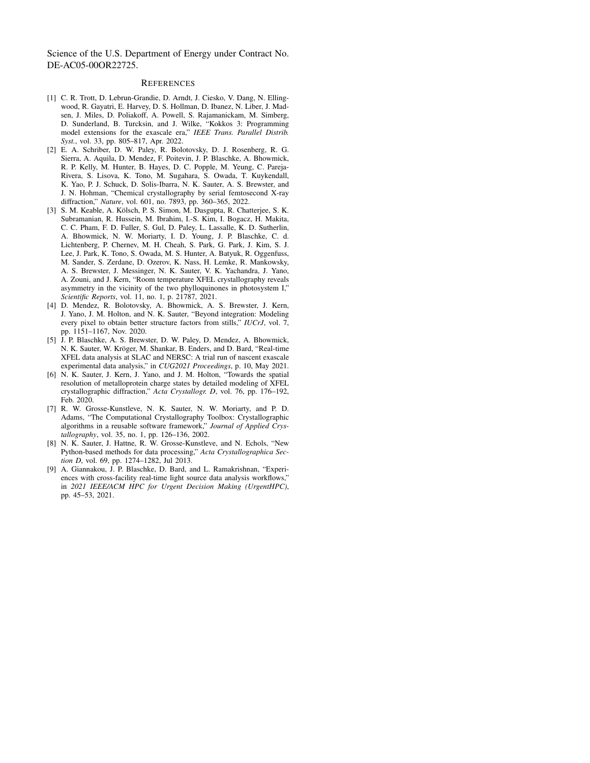Science of the U.S. Department of Energy under Contract No. DE-AC05-00OR22725.

## References

[1] C. R. Trott, D. Lebrun-Grandie, D. Arndt, J. Ciesko, V. Dang, N. Ellingwood, R. Gayatri, E. Harvey, D. S. Hollman, D. Ibanez, N. Liber, J. Madsen, J. Miles, D. Poliakoff, A. Powell, S. Rajamanickam, M. Simberg, D. Sunderland, B. Turcksin, and J. Wilke, "Kokkos 3: Programming model extensions for the exascale era," *IEEE Trans. Parallel Distrib. Syst.*, vol. 33, pp. 805–817, Apr. 2022.

[2] E. A. Schriber, D. W. Paley, R. Bolotovsky, D. J. Rosenberg, R. G. Sierra, A. Aquila, D. Mendez, F. Poitevin, J. P. Blaschke, A. Bhowmick, R. P. Kelly, M. Hunter, B. Hayes, D. C. Popple, M. Yeung, C. Pareja-Rivera, S. Lisova, K. Tono, M. Sugahara, S. Owada, T. Kuykendall, K. Yao, P. J. Schuck, D. Solis-Ibarra, N. K. Sauter, A. S. Brewster, and J. N. Hohman, "Chemical crystallography by serial femtosecond X-ray diffraction," *Nature*, vol. 601, no. 7893, pp. 360–365, 2022.

[3] S. M. Keable, A. Kölsch, P. S. Simon, M. Dasgupta, R. Chatterjee, S. K. Subramanian, R. Hussein, M. Ibrahim, I.-S. Kim, I. Bogacz, H. Makita, C. C. Pham, F. D. Fuller, S. Gul, D. Paley, L. Lassalle, K. D. Sutherlin, A. Bhowmick, N. W. Moriarty, I. D. Young, J. P. Blaschke, C. d. Lichtenberg, P. Chernev, M. H. Cheah, S. Park, G. Park, J. Kim, S. J. Lee, J. Park, K. Tono, S. Owada, M. S. Hunter, A. Batyuk, R. Oggenfuss, M. Sander, S. Zerdane, D. Ozerov, K. Nass, H. Lemke, R. Mankowsky, A. S. Brewster, J. Messinger, N. K. Sauter, V. K. Yachandra, J. Yano, A. Zouni, and J. Kern, "Room temperature XFEL crystallography reveals asymmetry in the vicinity of the two phylloquinones in photosystem I," *Scientific Reports*, vol. 11, no. 1, p. 21787, 2021.

[4] D. Mendez, R. Bolotovsky, A. Bhowmick, A. S. Brewster, J. Kern, J. Yano, J. M. Holton, and N. K. Sauter, "Beyond integration: Modeling every pixel to obtain better structure factors from stills," *IUCrJ*, vol. 7, pp. 1151–1167, Nov. 2020.

[5] J. P. Blaschke, A. S. Brewster, D. W. Paley, D. Mendez, A. Bhowmick, N. K. Sauter, W. Kröger, M. Shankar, B. Enders, and D. Bard, "Real-time XFEL data analysis at SLAC and NERSC: A trial run of nascent exascale experimental data analysis," in *CUG2021 Proceedings*, p. 10, May 2021.

[6] N. K. Sauter, J. Kern, J. Yano, and J. M. Holton, "Towards the spatial resolution of metalloprotein charge states by detailed modeling of XFEL crystallographic diffraction," *Acta Crystallogr. D*, vol. 76, pp. 176–192, Feb. 2020.

[7] R. W. Grosse-Kunstleve, N. K. Sauter, N. W. Moriarty, and P. D. Adams, "The Computational Crystallography Toolbox: Crystallographic algorithms in a reusable software framework," *Journal of Applied Crystallography*, vol. 35, no. 1, pp. 126–136, 2002.

[8] N. K. Sauter, J. Hattne, R. W. Grosse-Kunstleve, and N. Echols, "New Python-based methods for data processing," *Acta Crystallographica Section D*, vol. 69, pp. 1274–1282, Jul 2013.

[9] A. Giannakou, J. P. Blaschke, D. Bard, and L. Ramakrishnan, "Experiences with cross-facility real-time light source data analysis workflows," in *2021 IEEE/ACM HPC for Urgent Decision Making (UrgentHPC)*, pp. 45–53, 2021.